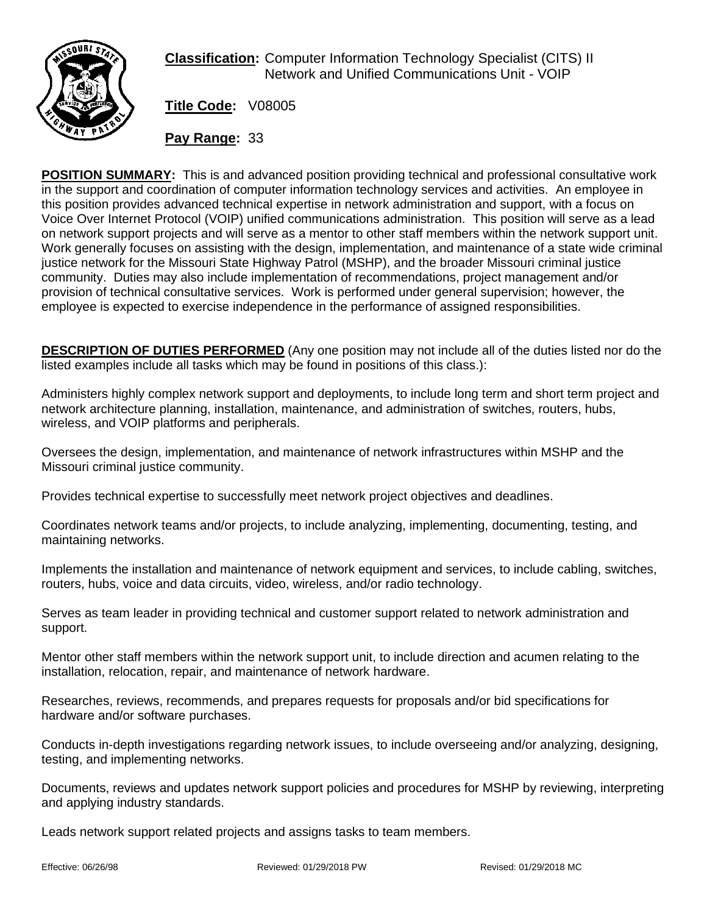**Classification:** Computer Information Technology Specialist (CITS) II
Network and Unified Communications Unit - VOIP

**Title Code:** V08005

**Pay Range:** 33

**POSITION SUMMARY:** This is and advanced position providing technical and professional consultative work in the support and coordination of computer information technology services and activities. An employee in this position provides advanced technical expertise in network administration and support, with a focus on Voice Over Internet Protocol (VOIP) unified communications administration. This position will serve as a lead on network support projects and will serve as a mentor to other staff members within the network support unit. Work generally focuses on assisting with the design, implementation, and maintenance of a state wide criminal justice network for the Missouri State Highway Patrol (MSHP), and the broader Missouri criminal justice community. Duties may also include implementation of recommendations, project management and/or provision of technical consultative services. Work is performed under general supervision; however, the employee is expected to exercise independence in the performance of assigned responsibilities.

**DESCRIPTION OF DUTIES PERFORMED** (Any one position may not include all of the duties listed nor do the listed examples include all tasks which may be found in positions of this class.):

Administers highly complex network support and deployments, to include long term and short term project and network architecture planning, installation, maintenance, and administration of switches, routers, hubs, wireless, and VOIP platforms and peripherals.

Oversees the design, implementation, and maintenance of network infrastructures within MSHP and the Missouri criminal justice community.

Provides technical expertise to successfully meet network project objectives and deadlines.

Coordinates network teams and/or projects, to include analyzing, implementing, documenting, testing, and maintaining networks.

Implements the installation and maintenance of network equipment and services, to include cabling, switches, routers, hubs, voice and data circuits, video, wireless, and/or radio technology.

Serves as team leader in providing technical and customer support related to network administration and support.

Mentor other staff members within the network support unit, to include direction and acumen relating to the installation, relocation, repair, and maintenance of network hardware.

Researches, reviews, recommends, and prepares requests for proposals and/or bid specifications for hardware and/or software purchases.

Conducts in-depth investigations regarding network issues, to include overseeing and/or analyzing, designing, testing, and implementing networks.

Documents, reviews and updates network support policies and procedures for MSHP by reviewing, interpreting and applying industry standards.

Leads network support related projects and assigns tasks to team members.

Effective: 06/26/98 Reviewed: 01/29/2018 PW Revised: 01/29/2018 MC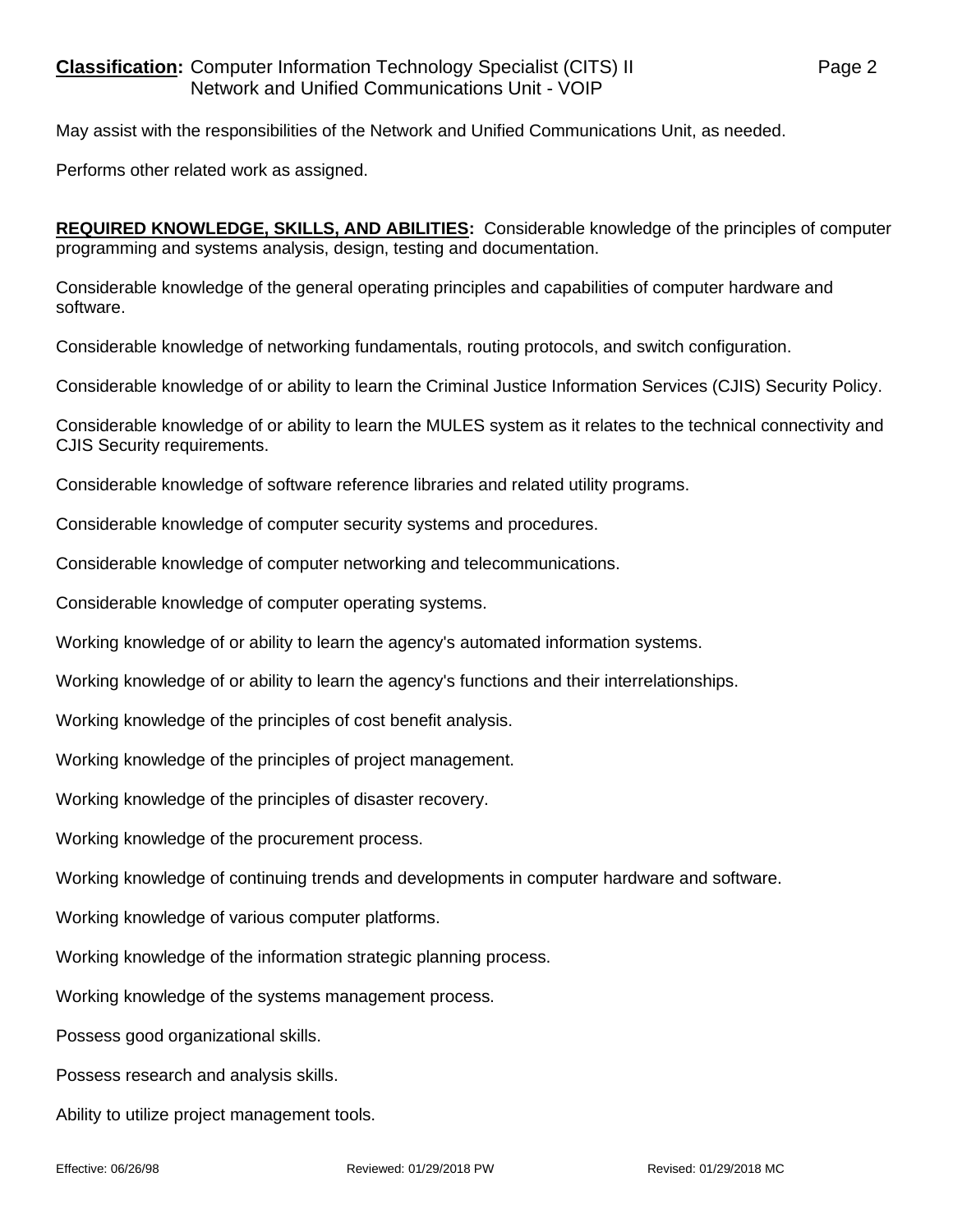May assist with the responsibilities of the Network and Unified Communications Unit, as needed.

Performs other related work as assigned.

**REQUIRED KNOWLEDGE, SKILLS, AND ABILITIES:** Considerable knowledge of the principles of computer programming and systems analysis, design, testing and documentation.

Considerable knowledge of the general operating principles and capabilities of computer hardware and software.

Considerable knowledge of networking fundamentals, routing protocols, and switch configuration.

Considerable knowledge of or ability to learn the Criminal Justice Information Services (CJIS) Security Policy.

Considerable knowledge of or ability to learn the MULES system as it relates to the technical connectivity and CJIS Security requirements.

Considerable knowledge of software reference libraries and related utility programs.

Considerable knowledge of computer security systems and procedures.

Considerable knowledge of computer networking and telecommunications.

Considerable knowledge of computer operating systems.

Working knowledge of or ability to learn the agency's automated information systems.

Working knowledge of or ability to learn the agency's functions and their interrelationships.

Working knowledge of the principles of cost benefit analysis.

Working knowledge of the principles of project management.

Working knowledge of the principles of disaster recovery.

Working knowledge of the procurement process.

Working knowledge of continuing trends and developments in computer hardware and software.

Working knowledge of various computer platforms.

Working knowledge of the information strategic planning process.

Working knowledge of the systems management process.

Possess good organizational skills.

Possess research and analysis skills.

Ability to utilize project management tools.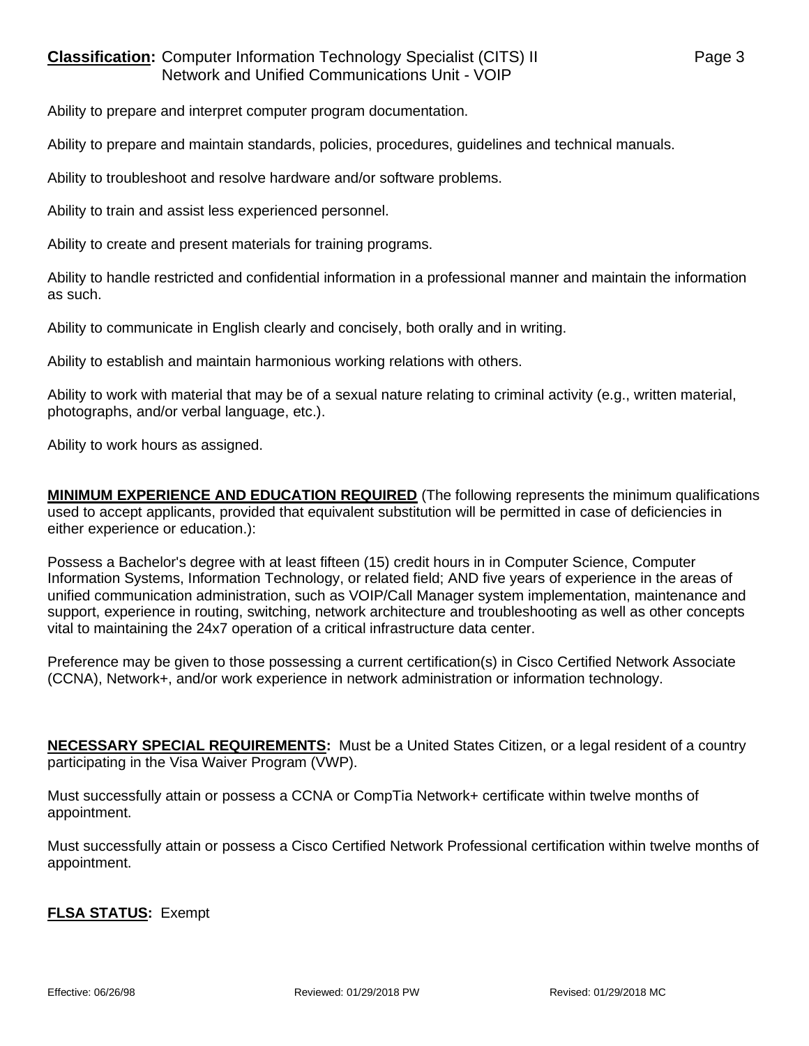Ability to prepare and interpret computer program documentation.

Ability to prepare and maintain standards, policies, procedures, guidelines and technical manuals.

Ability to troubleshoot and resolve hardware and/or software problems.

Ability to train and assist less experienced personnel.

Ability to create and present materials for training programs.

Ability to handle restricted and confidential information in a professional manner and maintain the information as such.

Ability to communicate in English clearly and concisely, both orally and in writing.

Ability to establish and maintain harmonious working relations with others.

Ability to work with material that may be of a sexual nature relating to criminal activity (e.g., written material, photographs, and/or verbal language, etc.).

Ability to work hours as assigned.

**MINIMUM EXPERIENCE AND EDUCATION REQUIRED** (The following represents the minimum qualifications used to accept applicants, provided that equivalent substitution will be permitted in case of deficiencies in either experience or education.):

Possess a Bachelor's degree with at least fifteen (15) credit hours in in Computer Science, Computer Information Systems, Information Technology, or related field; AND five years of experience in the areas of unified communication administration, such as VOIP/Call Manager system implementation, maintenance and support, experience in routing, switching, network architecture and troubleshooting as well as other concepts vital to maintaining the 24x7 operation of a critical infrastructure data center.

Preference may be given to those possessing a current certification(s) in Cisco Certified Network Associate (CCNA), Network+, and/or work experience in network administration or information technology.

**NECESSARY SPECIAL REQUIREMENTS:** Must be a United States Citizen, or a legal resident of a country participating in the Visa Waiver Program (VWP).

Must successfully attain or possess a CCNA or CompTia Network+ certificate within twelve months of appointment.

Must successfully attain or possess a Cisco Certified Network Professional certification within twelve months of appointment.

**FLSA STATUS:** Exempt

Effective: 06/26/98 Reviewed: 01/29/2018 PW Revised: 01/29/2018 MC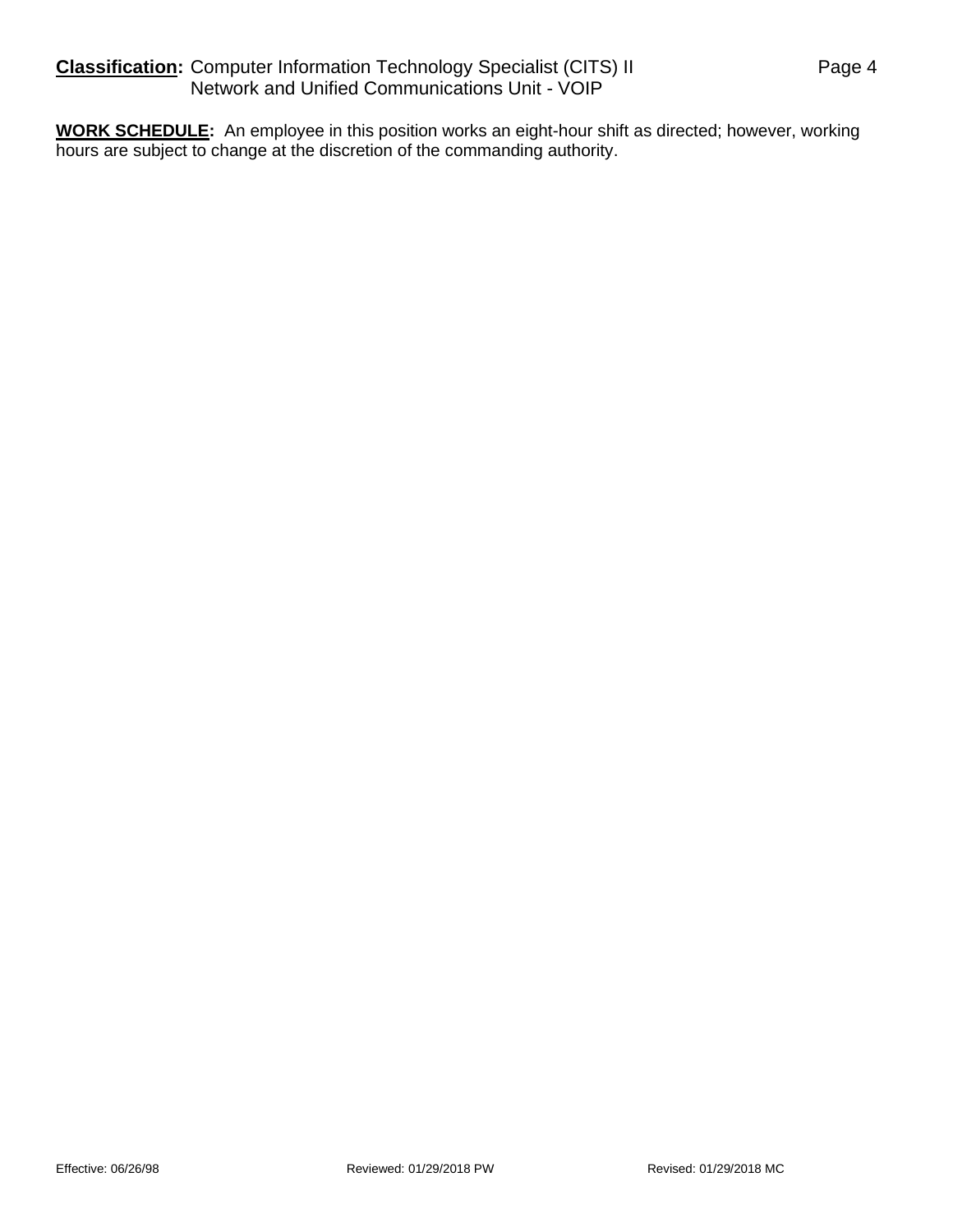**WORK SCHEDULE:** An employee in this position works an eight-hour shift as directed; however, working hours are subject to change at the discretion of the commanding authority.